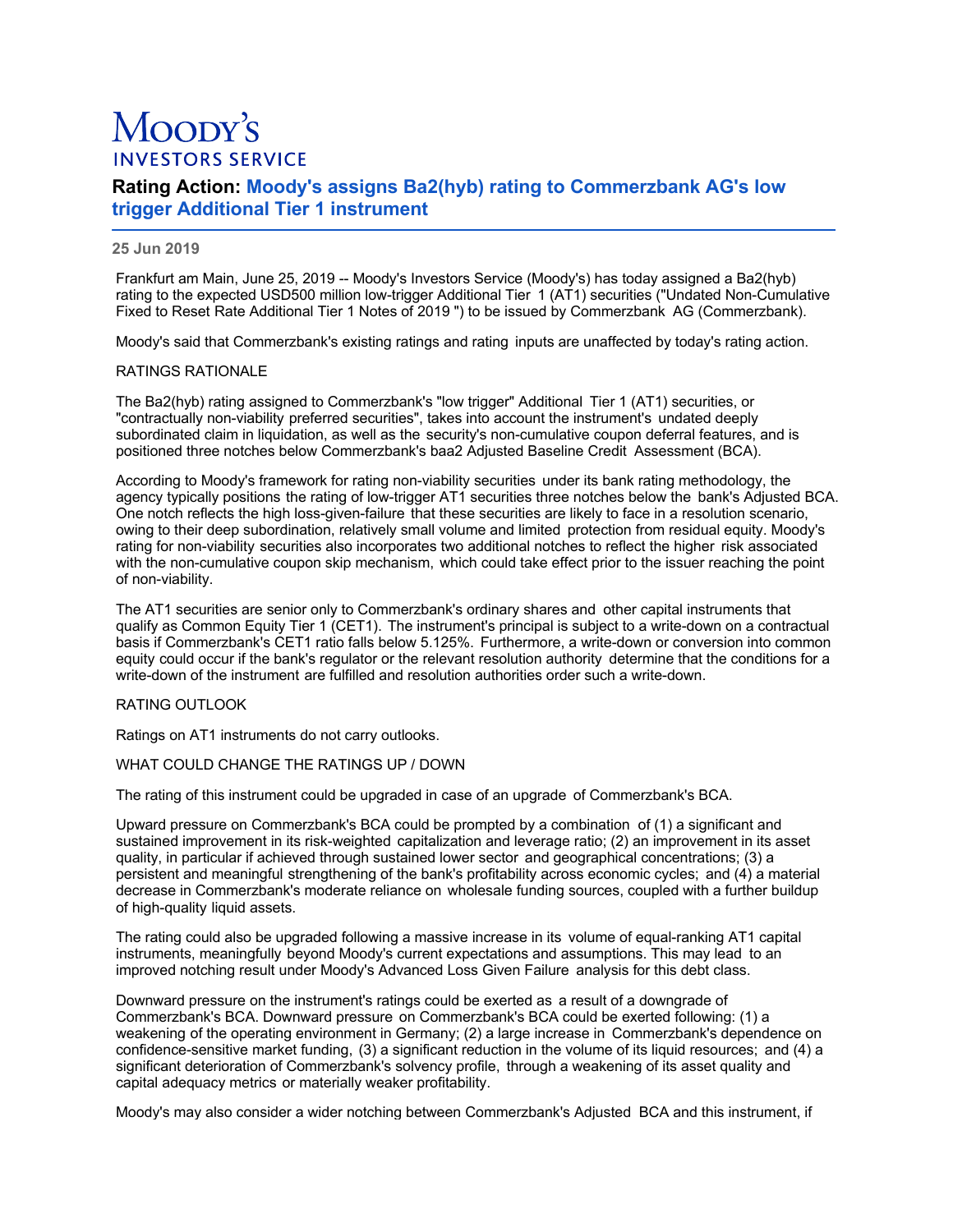# Moody's
INVESTORS SERVICE

## Rating Action: Moody's assigns Ba2(hyb) rating to Commerzbank AG's low trigger Additional Tier 1 instrument

**25 Jun 2019**

Frankfurt am Main, June 25, 2019 -- Moody's Investors Service (Moody's) has today assigned a Ba2(hyb) rating to the expected USD500 million low-trigger Additional Tier 1 (AT1) securities ("Undated Non-Cumulative Fixed to Reset Rate Additional Tier 1 Notes of 2019 ") to be issued by Commerzbank AG (Commerzbank).

Moody's said that Commerzbank's existing ratings and rating inputs are unaffected by today's rating action.

RATINGS RATIONALE

The Ba2(hyb) rating assigned to Commerzbank's "low trigger" Additional Tier 1 (AT1) securities, or "contractually non-viability preferred securities", takes into account the instrument's undated deeply subordinated claim in liquidation, as well as the security's non-cumulative coupon deferral features, and is positioned three notches below Commerzbank's baa2 Adjusted Baseline Credit Assessment (BCA).

According to Moody's framework for rating non-viability securities under its bank rating methodology, the agency typically positions the rating of low-trigger AT1 securities three notches below the bank's Adjusted BCA. One notch reflects the high loss-given-failure that these securities are likely to face in a resolution scenario, owing to their deep subordination, relatively small volume and limited protection from residual equity. Moody's rating for non-viability securities also incorporates two additional notches to reflect the higher risk associated with the non-cumulative coupon skip mechanism, which could take effect prior to the issuer reaching the point of non-viability.

The AT1 securities are senior only to Commerzbank's ordinary shares and other capital instruments that qualify as Common Equity Tier 1 (CET1). The instrument's principal is subject to a write-down on a contractual basis if Commerzbank's CET1 ratio falls below 5.125%. Furthermore, a write-down or conversion into common equity could occur if the bank's regulator or the relevant resolution authority determine that the conditions for a write-down of the instrument are fulfilled and resolution authorities order such a write-down.

RATING OUTLOOK

Ratings on AT1 instruments do not carry outlooks.

WHAT COULD CHANGE THE RATINGS UP / DOWN

The rating of this instrument could be upgraded in case of an upgrade of Commerzbank's BCA.

Upward pressure on Commerzbank's BCA could be prompted by a combination of (1) a significant and sustained improvement in its risk-weighted capitalization and leverage ratio; (2) an improvement in its asset quality, in particular if achieved through sustained lower sector and geographical concentrations; (3) a persistent and meaningful strengthening of the bank's profitability across economic cycles; and (4) a material decrease in Commerzbank's moderate reliance on wholesale funding sources, coupled with a further buildup of high-quality liquid assets.

The rating could also be upgraded following a massive increase in its volume of equal-ranking AT1 capital instruments, meaningfully beyond Moody's current expectations and assumptions. This may lead to an improved notching result under Moody's Advanced Loss Given Failure analysis for this debt class.

Downward pressure on the instrument's ratings could be exerted as a result of a downgrade of Commerzbank's BCA. Downward pressure on Commerzbank's BCA could be exerted following: (1) a weakening of the operating environment in Germany; (2) a large increase in Commerzbank's dependence on confidence-sensitive market funding, (3) a significant reduction in the volume of its liquid resources; and (4) a significant deterioration of Commerzbank's solvency profile, through a weakening of its asset quality and capital adequacy metrics or materially weaker profitability.

Moody's may also consider a wider notching between Commerzbank's Adjusted BCA and this instrument, if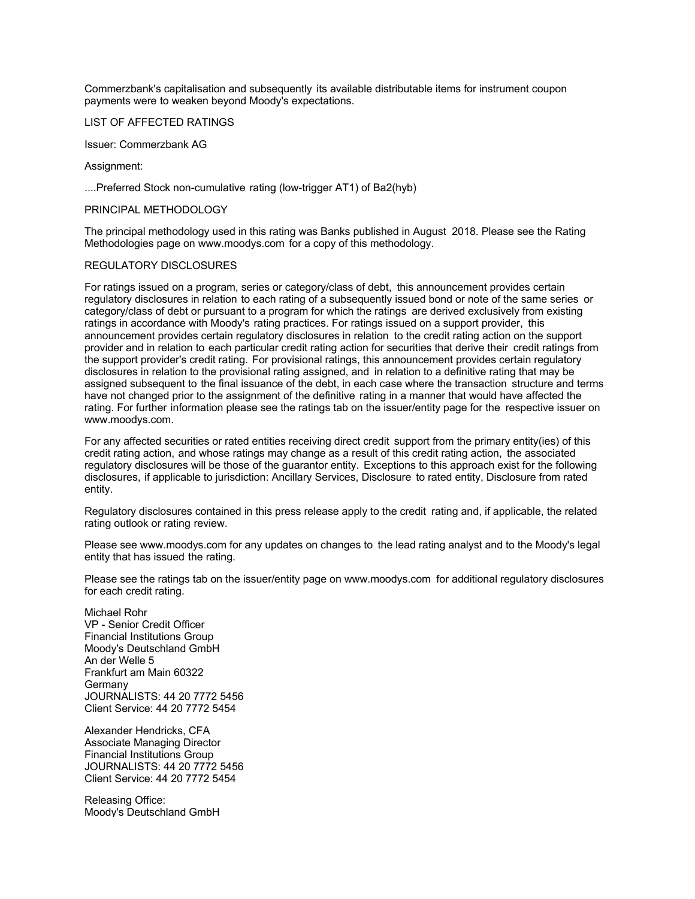Commerzbank's capitalisation and subsequently its available distributable items for instrument coupon payments were to weaken beyond Moody's expectations.

LIST OF AFFECTED RATINGS

Issuer: Commerzbank AG

Assignment:

....Preferred Stock non-cumulative rating (low-trigger AT1) of Ba2(hyb)

PRINCIPAL METHODOLOGY

The principal methodology used in this rating was Banks published in August 2018. Please see the Rating Methodologies page on www.moodys.com for a copy of this methodology.

REGULATORY DISCLOSURES

For ratings issued on a program, series or category/class of debt, this announcement provides certain regulatory disclosures in relation to each rating of a subsequently issued bond or note of the same series or category/class of debt or pursuant to a program for which the ratings are derived exclusively from existing ratings in accordance with Moody's rating practices. For ratings issued on a support provider, this announcement provides certain regulatory disclosures in relation to the credit rating action on the support provider and in relation to each particular credit rating action for securities that derive their credit ratings from the support provider's credit rating. For provisional ratings, this announcement provides certain regulatory disclosures in relation to the provisional rating assigned, and in relation to a definitive rating that may be assigned subsequent to the final issuance of the debt, in each case where the transaction structure and terms have not changed prior to the assignment of the definitive rating in a manner that would have affected the rating. For further information please see the ratings tab on the issuer/entity page for the respective issuer on www.moodys.com.

For any affected securities or rated entities receiving direct credit support from the primary entity(ies) of this credit rating action, and whose ratings may change as a result of this credit rating action, the associated regulatory disclosures will be those of the guarantor entity. Exceptions to this approach exist for the following disclosures, if applicable to jurisdiction: Ancillary Services, Disclosure to rated entity, Disclosure from rated entity.

Regulatory disclosures contained in this press release apply to the credit rating and, if applicable, the related rating outlook or rating review.

Please see www.moodys.com for any updates on changes to the lead rating analyst and to the Moody's legal entity that has issued the rating.

Please see the ratings tab on the issuer/entity page on www.moodys.com for additional regulatory disclosures for each credit rating.

Michael Rohr
VP - Senior Credit Officer
Financial Institutions Group
Moody's Deutschland GmbH
An der Welle 5
Frankfurt am Main 60322
Germany
JOURNALISTS: 44 20 7772 5456
Client Service: 44 20 7772 5454

Alexander Hendricks, CFA
Associate Managing Director
Financial Institutions Group
JOURNALISTS: 44 20 7772 5456
Client Service: 44 20 7772 5454

Releasing Office:
Moody's Deutschland GmbH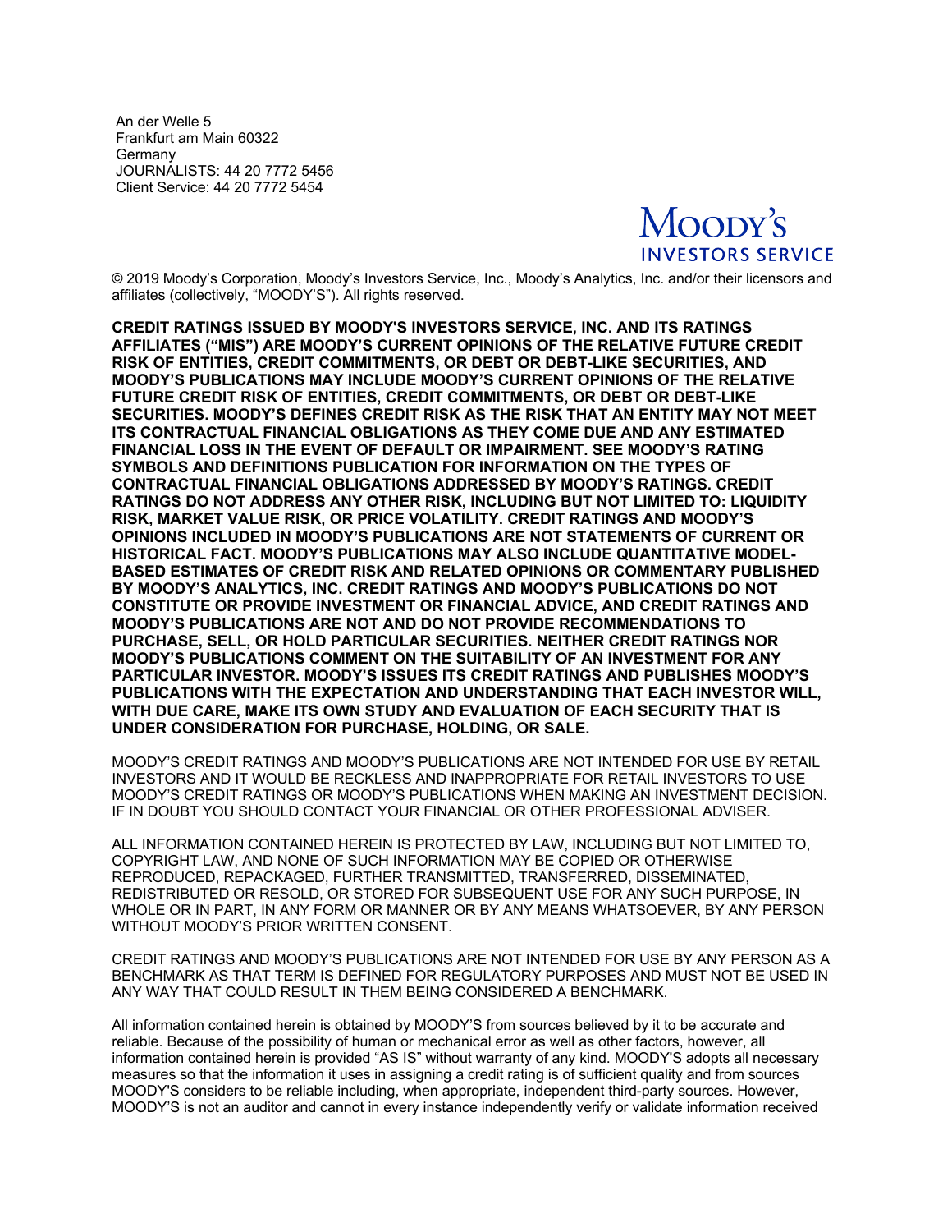An der Welle 5
Frankfurt am Main 60322
Germany
JOURNALISTS: 44 20 7772 5456
Client Service: 44 20 7772 5454

Moody's
INVESTORS SERVICE

© 2019 Moody's Corporation, Moody's Investors Service, Inc., Moody's Analytics, Inc. and/or their licensors and affiliates (collectively, "MOODY'S"). All rights reserved.

**CREDIT RATINGS ISSUED BY MOODY'S INVESTORS SERVICE, INC. AND ITS RATINGS AFFILIATES ("MIS") ARE MOODY'S CURRENT OPINIONS OF THE RELATIVE FUTURE CREDIT RISK OF ENTITIES, CREDIT COMMITMENTS, OR DEBT OR DEBT-LIKE SECURITIES, AND MOODY'S PUBLICATIONS MAY INCLUDE MOODY'S CURRENT OPINIONS OF THE RELATIVE FUTURE CREDIT RISK OF ENTITIES, CREDIT COMMITMENTS, OR DEBT OR DEBT-LIKE SECURITIES. MOODY'S DEFINES CREDIT RISK AS THE RISK THAT AN ENTITY MAY NOT MEET ITS CONTRACTUAL FINANCIAL OBLIGATIONS AS THEY COME DUE AND ANY ESTIMATED FINANCIAL LOSS IN THE EVENT OF DEFAULT OR IMPAIRMENT. SEE MOODY'S RATING SYMBOLS AND DEFINITIONS PUBLICATION FOR INFORMATION ON THE TYPES OF CONTRACTUAL FINANCIAL OBLIGATIONS ADDRESSED BY MOODY'S RATINGS. CREDIT RATINGS DO NOT ADDRESS ANY OTHER RISK, INCLUDING BUT NOT LIMITED TO: LIQUIDITY RISK, MARKET VALUE RISK, OR PRICE VOLATILITY. CREDIT RATINGS AND MOODY'S OPINIONS INCLUDED IN MOODY'S PUBLICATIONS ARE NOT STATEMENTS OF CURRENT OR HISTORICAL FACT. MOODY'S PUBLICATIONS MAY ALSO INCLUDE QUANTITATIVE MODEL-BASED ESTIMATES OF CREDIT RISK AND RELATED OPINIONS OR COMMENTARY PUBLISHED BY MOODY'S ANALYTICS, INC. CREDIT RATINGS AND MOODY'S PUBLICATIONS DO NOT CONSTITUTE OR PROVIDE INVESTMENT OR FINANCIAL ADVICE, AND CREDIT RATINGS AND MOODY'S PUBLICATIONS ARE NOT AND DO NOT PROVIDE RECOMMENDATIONS TO PURCHASE, SELL, OR HOLD PARTICULAR SECURITIES. NEITHER CREDIT RATINGS NOR MOODY'S PUBLICATIONS COMMENT ON THE SUITABILITY OF AN INVESTMENT FOR ANY PARTICULAR INVESTOR. MOODY'S ISSUES ITS CREDIT RATINGS AND PUBLISHES MOODY'S PUBLICATIONS WITH THE EXPECTATION AND UNDERSTANDING THAT EACH INVESTOR WILL, WITH DUE CARE, MAKE ITS OWN STUDY AND EVALUATION OF EACH SECURITY THAT IS UNDER CONSIDERATION FOR PURCHASE, HOLDING, OR SALE.**

MOODY'S CREDIT RATINGS AND MOODY'S PUBLICATIONS ARE NOT INTENDED FOR USE BY RETAIL INVESTORS AND IT WOULD BE RECKLESS AND INAPPROPRIATE FOR RETAIL INVESTORS TO USE MOODY'S CREDIT RATINGS OR MOODY'S PUBLICATIONS WHEN MAKING AN INVESTMENT DECISION. IF IN DOUBT YOU SHOULD CONTACT YOUR FINANCIAL OR OTHER PROFESSIONAL ADVISER.

ALL INFORMATION CONTAINED HEREIN IS PROTECTED BY LAW, INCLUDING BUT NOT LIMITED TO, COPYRIGHT LAW, AND NONE OF SUCH INFORMATION MAY BE COPIED OR OTHERWISE REPRODUCED, REPACKAGED, FURTHER TRANSMITTED, TRANSFERRED, DISSEMINATED, REDISTRIBUTED OR RESOLD, OR STORED FOR SUBSEQUENT USE FOR ANY SUCH PURPOSE, IN WHOLE OR IN PART, IN ANY FORM OR MANNER OR BY ANY MEANS WHATSOEVER, BY ANY PERSON WITHOUT MOODY'S PRIOR WRITTEN CONSENT.

CREDIT RATINGS AND MOODY'S PUBLICATIONS ARE NOT INTENDED FOR USE BY ANY PERSON AS A BENCHMARK AS THAT TERM IS DEFINED FOR REGULATORY PURPOSES AND MUST NOT BE USED IN ANY WAY THAT COULD RESULT IN THEM BEING CONSIDERED A BENCHMARK.

All information contained herein is obtained by MOODY'S from sources believed by it to be accurate and reliable. Because of the possibility of human or mechanical error as well as other factors, however, all information contained herein is provided "AS IS" without warranty of any kind. MOODY'S adopts all necessary measures so that the information it uses in assigning a credit rating is of sufficient quality and from sources MOODY'S considers to be reliable including, when appropriate, independent third-party sources. However, MOODY'S is not an auditor and cannot in every instance independently verify or validate information received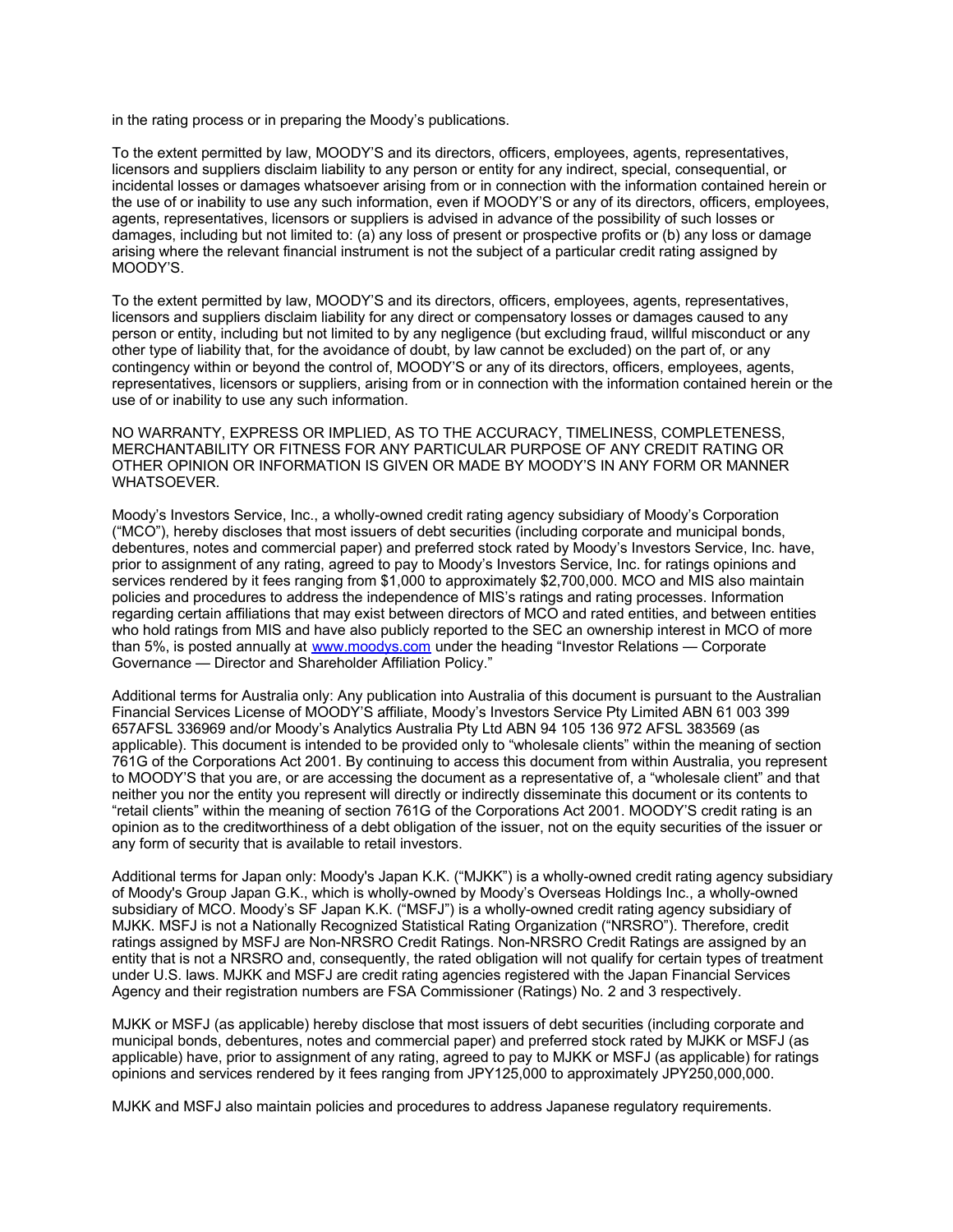in the rating process or in preparing the Moody's publications.

To the extent permitted by law, MOODY'S and its directors, officers, employees, agents, representatives, licensors and suppliers disclaim liability to any person or entity for any indirect, special, consequential, or incidental losses or damages whatsoever arising from or in connection with the information contained herein or the use of or inability to use any such information, even if MOODY'S or any of its directors, officers, employees, agents, representatives, licensors or suppliers is advised in advance of the possibility of such losses or damages, including but not limited to: (a) any loss of present or prospective profits or (b) any loss or damage arising where the relevant financial instrument is not the subject of a particular credit rating assigned by MOODY'S.

To the extent permitted by law, MOODY'S and its directors, officers, employees, agents, representatives, licensors and suppliers disclaim liability for any direct or compensatory losses or damages caused to any person or entity, including but not limited to by any negligence (but excluding fraud, willful misconduct or any other type of liability that, for the avoidance of doubt, by law cannot be excluded) on the part of, or any contingency within or beyond the control of, MOODY'S or any of its directors, officers, employees, agents, representatives, licensors or suppliers, arising from or in connection with the information contained herein or the use of or inability to use any such information.

NO WARRANTY, EXPRESS OR IMPLIED, AS TO THE ACCURACY, TIMELINESS, COMPLETENESS, MERCHANTABILITY OR FITNESS FOR ANY PARTICULAR PURPOSE OF ANY CREDIT RATING OR OTHER OPINION OR INFORMATION IS GIVEN OR MADE BY MOODY'S IN ANY FORM OR MANNER WHATSOEVER.

Moody's Investors Service, Inc., a wholly-owned credit rating agency subsidiary of Moody's Corporation ("MCO"), hereby discloses that most issuers of debt securities (including corporate and municipal bonds, debentures, notes and commercial paper) and preferred stock rated by Moody's Investors Service, Inc. have, prior to assignment of any rating, agreed to pay to Moody's Investors Service, Inc. for ratings opinions and services rendered by it fees ranging from $1,000 to approximately $2,700,000. MCO and MIS also maintain policies and procedures to address the independence of MIS's ratings and rating processes. Information regarding certain affiliations that may exist between directors of MCO and rated entities, and between entities who hold ratings from MIS and have also publicly reported to the SEC an ownership interest in MCO of more than 5%, is posted annually at [www.moodys.com](http://www.moodys.com) under the heading "Investor Relations — Corporate Governance — Director and Shareholder Affiliation Policy."

Additional terms for Australia only: Any publication into Australia of this document is pursuant to the Australian Financial Services License of MOODY'S affiliate, Moody's Investors Service Pty Limited ABN 61 003 399 657AFSL 336969 and/or Moody's Analytics Australia Pty Ltd ABN 94 105 136 972 AFSL 383569 (as applicable). This document is intended to be provided only to "wholesale clients" within the meaning of section 761G of the Corporations Act 2001. By continuing to access this document from within Australia, you represent to MOODY'S that you are, or are accessing the document as a representative of, a "wholesale client" and that neither you nor the entity you represent will directly or indirectly disseminate this document or its contents to "retail clients" within the meaning of section 761G of the Corporations Act 2001. MOODY'S credit rating is an opinion as to the creditworthiness of a debt obligation of the issuer, not on the equity securities of the issuer or any form of security that is available to retail investors.

Additional terms for Japan only: Moody's Japan K.K. ("MJKK") is a wholly-owned credit rating agency subsidiary of Moody's Group Japan G.K., which is wholly-owned by Moody's Overseas Holdings Inc., a wholly-owned subsidiary of MCO. Moody's SF Japan K.K. ("MSFJ") is a wholly-owned credit rating agency subsidiary of MJKK. MSFJ is not a Nationally Recognized Statistical Rating Organization ("NRSRO"). Therefore, credit ratings assigned by MSFJ are Non-NRSRO Credit Ratings. Non-NRSRO Credit Ratings are assigned by an entity that is not a NRSRO and, consequently, the rated obligation will not qualify for certain types of treatment under U.S. laws. MJKK and MSFJ are credit rating agencies registered with the Japan Financial Services Agency and their registration numbers are FSA Commissioner (Ratings) No. 2 and 3 respectively.

MJKK or MSFJ (as applicable) hereby disclose that most issuers of debt securities (including corporate and municipal bonds, debentures, notes and commercial paper) and preferred stock rated by MJKK or MSFJ (as applicable) have, prior to assignment of any rating, agreed to pay to MJKK or MSFJ (as applicable) for ratings opinions and services rendered by it fees ranging from JPY125,000 to approximately JPY250,000,000.

MJKK and MSFJ also maintain policies and procedures to address Japanese regulatory requirements.